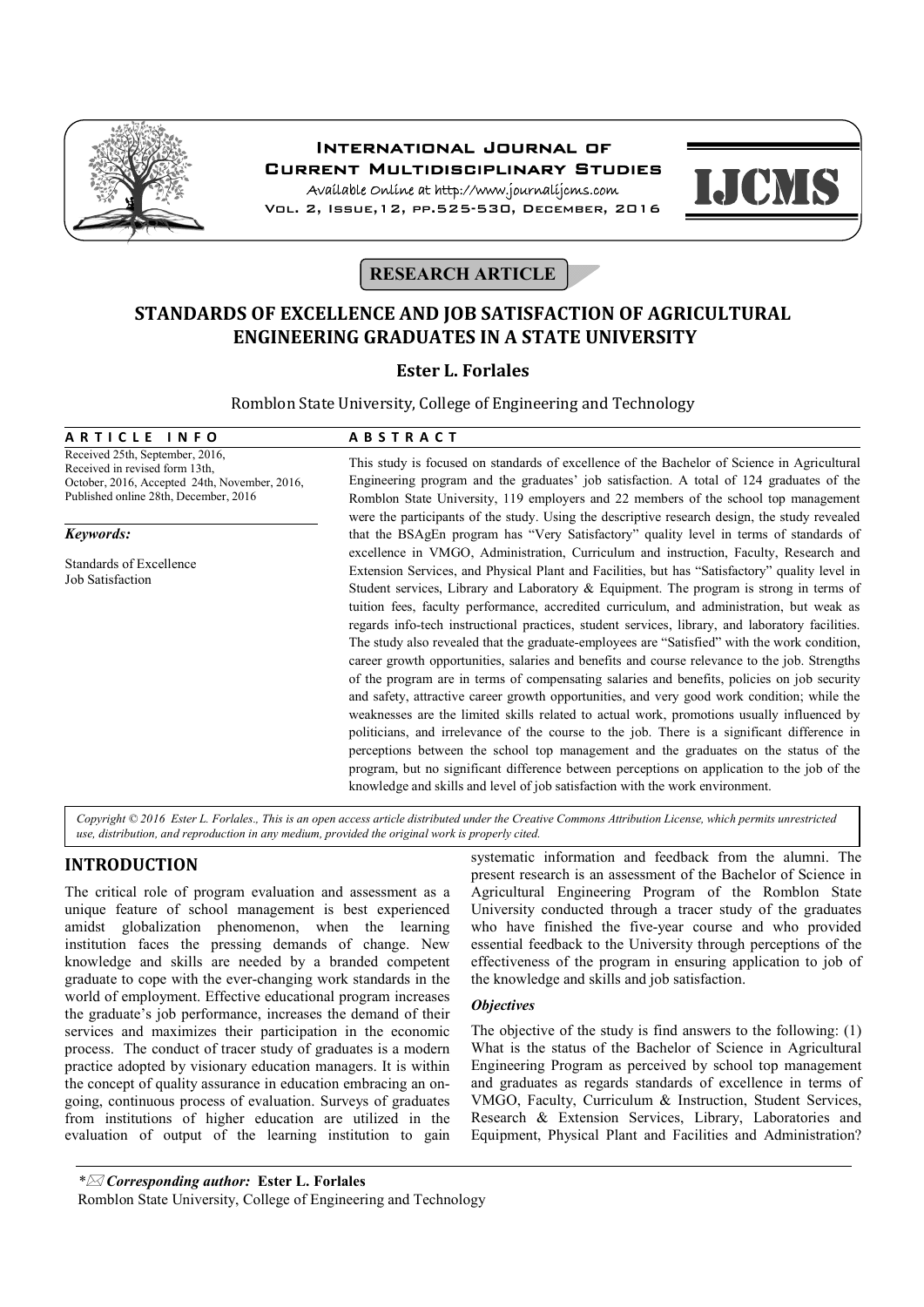**RESEARCH ARTICLE**

# STANDARDS OF EXCELLENCE AND JOB SATISFACTION OF AGRICULTURAL ENGINEERING GRADUATES IN A STATE UNIVERSITY

**Ester L. Forlales**

Romblon State University, College of Engineering and Technology

**ARTICLE INFO**

Received 25th, September, 2016, Received in revised form 13th, October, 2016, Accepted 24th, November, 2016, Published online 28th, December, 2016

***Keywords:***

Standards of Excellence
Job Satisfaction

**ABSTRACT**

This study is focused on standards of excellence of the Bachelor of Science in Agricultural Engineering program and the graduates' job satisfaction. A total of 124 graduates of the Romblon State University, 119 employers and 22 members of the school top management were the participants of the study. Using the descriptive research design, the study revealed that the BSAgEn program has "Very Satisfactory" quality level in terms of standards of excellence in VMGO, Administration, Curriculum and instruction, Faculty, Research and Extension Services, and Physical Plant and Facilities, but has "Satisfactory" quality level in Student services, Library and Laboratory & Equipment. The program is strong in terms of tuition fees, faculty performance, accredited curriculum, and administration, but weak as regards info-tech instructional practices, student services, library, and laboratory facilities. The study also revealed that the graduate-employees are "Satisfied" with the work condition, career growth opportunities, salaries and benefits and course relevance to the job. Strengths of the program are in terms of compensating salaries and benefits, policies on job security and safety, attractive career growth opportunities, and very good work condition; while the weaknesses are the limited skills related to actual work, promotions usually influenced by politicians, and irrelevance of the course to the job. There is a significant difference in perceptions between the school top management and the graduates on the status of the program, but no significant difference between perceptions on application to the job of the knowledge and skills and level of job satisfaction with the work environment.

*Copyright © 2016 Ester L. Forlales., This is an open access article distributed under the Creative Commons Attribution License, which permits unrestricted use, distribution, and reproduction in any medium, provided the original work is properly cited.*

## INTRODUCTION

The critical role of program evaluation and assessment as a unique feature of school management is best experienced amidst globalization phenomenon, when the learning institution faces the pressing demands of change. New knowledge and skills are needed by a branded competent graduate to cope with the ever-changing work standards in the world of employment. Effective educational program increases the graduate's job performance, increases the demand of their services and maximizes their participation in the economic process. The conduct of tracer study of graduates is a modern practice adopted by visionary education managers. It is within the concept of quality assurance in education embracing an on-going, continuous process of evaluation. Surveys of graduates from institutions of higher education are utilized in the evaluation of output of the learning institution to gain systematic information and feedback from the alumni. The present research is an assessment of the Bachelor of Science in Agricultural Engineering Program of the Romblon State University conducted through a tracer study of the graduates who have finished the five-year course and who provided essential feedback to the University through perceptions of the effectiveness of the program in ensuring application to job of the knowledge and skills and job satisfaction.

### *Objectives*

The objective of the study is find answers to the following: (1) What is the status of the Bachelor of Science in Agricultural Engineering Program as perceived by school top management and graduates as regards standards of excellence in terms of VMGO, Faculty, Curriculum & Instruction, Student Services, Research & Extension Services, Library, Laboratories and Equipment, Physical Plant and Facilities and Administration?

---

*✉ ***Corresponding author:*** **Ester L. Forlales**
Romblon State University, College of Engineering and Technology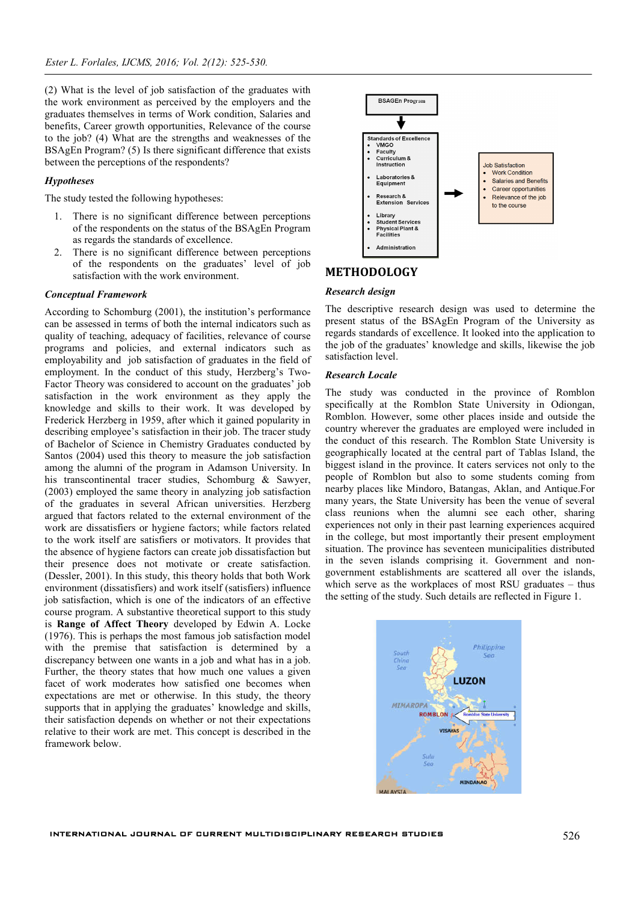(2) What is the level of job satisfaction of the graduates with the work environment as perceived by the employers and the graduates themselves in terms of Work condition, Salaries and benefits, Career growth opportunities, Relevance of the course to the job? (4) What are the strengths and weaknesses of the BSAgEn Program? (5) Is there significant difference that exists between the perceptions of the respondents?

### *Hypotheses*

The study tested the following hypotheses:

1. There is no significant difference between perceptions of the respondents on the status of the BSAgEn Program as regards the standards of excellence.
2. There is no significant difference between perceptions of the respondents on the graduates' level of job satisfaction with the work environment.

### *Conceptual Framework*

According to Schomburg (2001), the institution's performance can be assessed in terms of both the internal indicators such as quality of teaching, adequacy of facilities, relevance of course programs and policies, and external indicators such as employability and job satisfaction of graduates in the field of employment. In the conduct of this study, Herzberg's Two-Factor Theory was considered to account on the graduates' job satisfaction in the work environment as they apply the knowledge and skills to their work. It was developed by Frederick Herzberg in 1959, after which it gained popularity in describing employee's satisfaction in their job. The tracer study of Bachelor of Science in Chemistry Graduates conducted by Santos (2004) used this theory to measure the job satisfaction among the alumni of the program in Adamson University. In his transcontinental tracer studies, Schomburg & Sawyer, (2003) employed the same theory in analyzing job satisfaction of the graduates in several African universities. Herzberg argued that factors related to the external environment of the work are dissatisfiers or hygiene factors; while factors related to the work itself are satisfiers or motivators. It provides that the absence of hygiene factors can create job dissatisfaction but their presence does not motivate or create satisfaction. (Dessler, 2001). In this study, this theory holds that both Work environment (dissatisfiers) and work itself (satisfiers) influence job satisfaction, which is one of the indicators of an effective course program. A substantive theoretical support to this study is **Range of Affect Theory** developed by Edwin A. Locke (1976). This is perhaps the most famous job satisfaction model with the premise that satisfaction is determined by a discrepancy between one wants in a job and what has in a job. Further, the theory states that how much one values a given facet of work moderates how satisfied one becomes when expectations are met or otherwise. In this study, the theory supports that in applying the graduates' knowledge and skills, their satisfaction depends on whether or not their expectations relative to their work are met. This concept is described in the framework below.

BSAGEn Program

↓

Standards of Excellence
- VMGO
- Faculty
- Curriculum & Instruction
- Laboratories & Equipment
- Research & Extension Services
- Library
- Student Services
- Physical Plant & Facilities
- Administration

→

Job Satisfaction
- Work Condition
- Salaries and Benefits
- Career opportunities
- Relevance of the job to the course

## METHODOLOGY

### *Research design*

The descriptive research design was used to determine the present status of the BSAgEn Program of the University as regards standards of excellence. It looked into the application to the job of the graduates' knowledge and skills, likewise the job satisfaction level.

### *Research Locale*

The study was conducted in the province of Romblon specifically at the Romblon State University in Odiongan, Romblon. However, some other places inside and outside the country wherever the graduates are employed were included in the conduct of this research. The Romblon State University is geographically located at the central part of Tablas Island, the biggest island in the province. It caters services not only to the people of Romblon but also to some students coming from nearby places like Mindoro, Batangas, Aklan, and Antique.For many years, the State University has been the venue of several class reunions when the alumni see each other, sharing experiences not only in their past learning experiences acquired in the college, but most importantly their present employment situation. The province has seventeen municipalities distributed in the seven islands comprising it. Government and non-government establishments are scattered all over the islands, which serve as the workplaces of most RSU graduates – thus the setting of the study. Such details are reflected in Figure 1.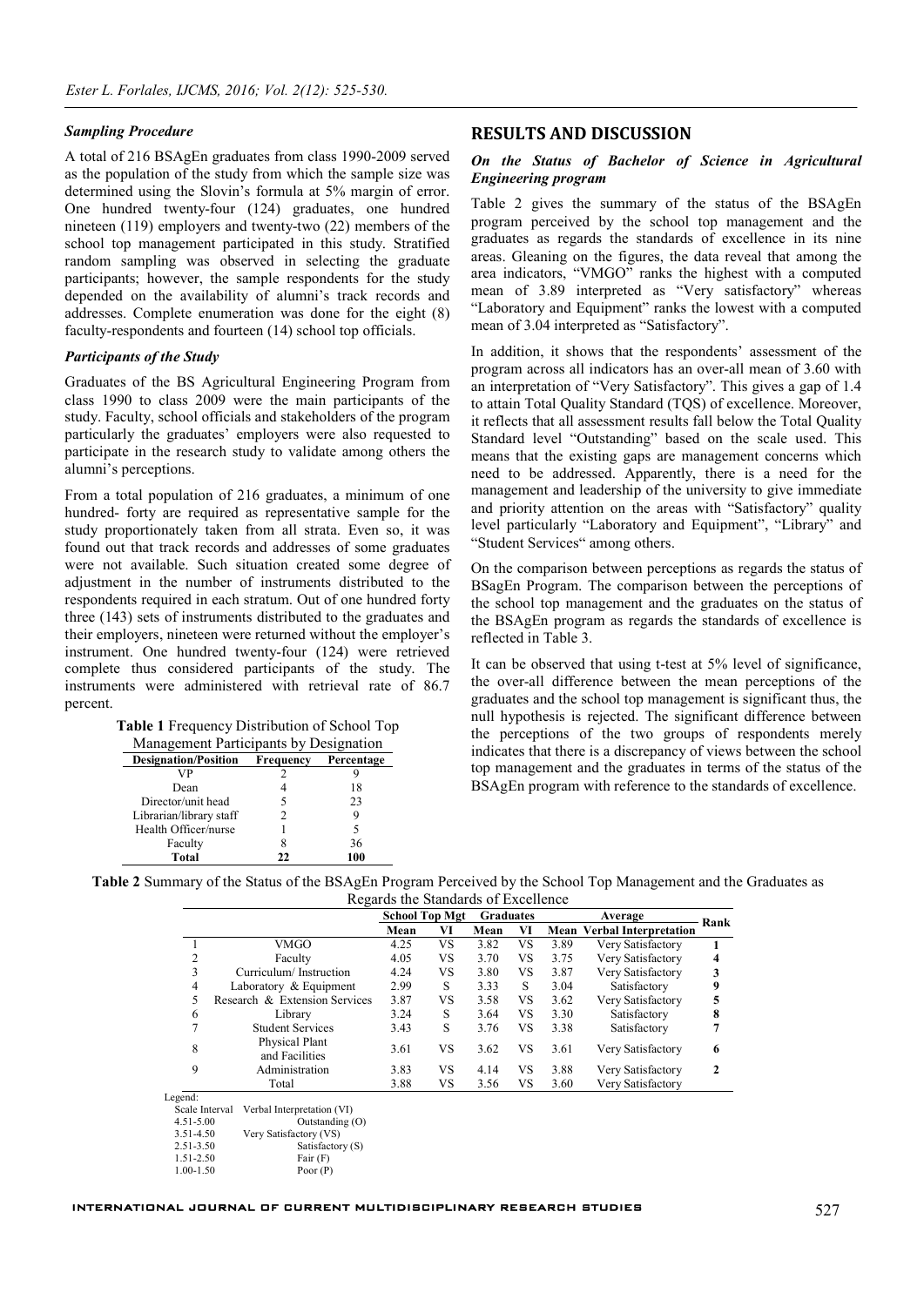### *Sampling Procedure*

A total of 216 BSAgEn graduates from class 1990-2009 served as the population of the study from which the sample size was determined using the Slovin's formula at 5% margin of error. One hundred twenty-four (124) graduates, one hundred nineteen (119) employers and twenty-two (22) members of the school top management participated in this study. Stratified random sampling was observed in selecting the graduate participants; however, the sample respondents for the study depended on the availability of alumni's track records and addresses. Complete enumeration was done for the eight (8) faculty-respondents and fourteen (14) school top officials.

### *Participants of the Study*

Graduates of the BS Agricultural Engineering Program from class 1990 to class 2009 were the main participants of the study. Faculty, school officials and stakeholders of the program particularly the graduates' employers were also requested to participate in the research study to validate among others the alumni's perceptions.

From a total population of 216 graduates, a minimum of one hundred- forty are required as representative sample for the study proportionately taken from all strata. Even so, it was found out that track records and addresses of some graduates were not available. Such situation created some degree of adjustment in the number of instruments distributed to the respondents required in each stratum. Out of one hundred forty three (143) sets of instruments distributed to the graduates and their employers, nineteen were returned without the employer's instrument. One hundred twenty-four (124) were retrieved complete thus considered participants of the study. The instruments were administered with retrieval rate of 86.7 percent.

**Table 1** Frequency Distribution of School Top Management Participants by Designation

| Designation/Position | Frequency | Percentage |
|---|---|---|
| VP | 2 | 9 |
| Dean | 4 | 18 |
| Director/unit head | 5 | 23 |
| Librarian/library staff | 2 | 9 |
| Health Officer/nurse | 1 | 5 |
| Faculty | 8 | 36 |
| **Total** | **22** | **100** |

## RESULTS AND DISCUSSION

### *On the Status of Bachelor of Science in Agricultural Engineering program*

Table 2 gives the summary of the status of the BSAgEn program perceived by the school top management and the graduates as regards the standards of excellence in its nine areas. Gleaning on the figures, the data reveal that among the area indicators, "VMGO" ranks the highest with a computed mean of 3.89 interpreted as "Very satisfactory" whereas "Laboratory and Equipment" ranks the lowest with a computed mean of 3.04 interpreted as "Satisfactory".

In addition, it shows that the respondents' assessment of the program across all indicators has an over-all mean of 3.60 with an interpretation of "Very Satisfactory". This gives a gap of 1.4 to attain Total Quality Standard (TQS) of excellence. Moreover, it reflects that all assessment results fall below the Total Quality Standard level "Outstanding" based on the scale used. This means that the existing gaps are management concerns which need to be addressed. Apparently, there is a need for the management and leadership of the university to give immediate and priority attention on the areas with "Satisfactory" quality level particularly "Laboratory and Equipment", "Library" and "Student Services" among others.

On the comparison between perceptions as regards the status of BSagEn Program. The comparison between the perceptions of the school top management and the graduates on the status of the BSAgEn program as regards the standards of excellence is reflected in Table 3.

It can be observed that using t-test at 5% level of significance, the over-all difference between the mean perceptions of the graduates and the school top management is significant thus, the null hypothesis is rejected. The significant difference between the perceptions of the two groups of respondents merely indicates that there is a discrepancy of views between the school top management and the graduates in terms of the status of the BSAgEn program with reference to the standards of excellence.

**Table 2** Summary of the Status of the BSAgEn Program Perceived by the School Top Management and the Graduates as Regards the Standards of Excellence

| | | School Top Mgt | | Graduates | | Average | | Rank |
|---|---|---|---|---|---|---|---|---|
| | | Mean | VI | Mean | VI | Mean | Verbal Interpretation | |
| 1 | VMGO | 4.25 | VS | 3.82 | VS | 3.89 | Very Satisfactory | 1 |
| 2 | Faculty | 4.05 | VS | 3.70 | VS | 3.75 | Very Satisfactory | 4 |
| 3 | Curriculum/ Instruction | 4.24 | VS | 3.80 | VS | 3.87 | Very Satisfactory | 3 |
| 4 | Laboratory & Equipment | 2.99 | S | 3.33 | S | 3.04 | Satisfactory | 9 |
| 5 | Research & Extension Services | 3.87 | VS | 3.58 | VS | 3.62 | Very Satisfactory | 5 |
| 6 | Library | 3.24 | S | 3.64 | VS | 3.30 | Satisfactory | 8 |
| 7 | Student Services | 3.43 | S | 3.76 | VS | 3.38 | Satisfactory | 7 |
| 8 | Physical Plant and Facilities | 3.61 | VS | 3.62 | VS | 3.61 | Very Satisfactory | 6 |
| 9 | Administration | 3.83 | VS | 4.14 | VS | 3.88 | Very Satisfactory | 2 |
| | Total | 3.88 | VS | 3.56 | VS | 3.60 | Very Satisfactory | |

Legend:

| Scale Interval | Verbal Interpretation (VI) |
|---|---|
| 4.51-5.00 | Outstanding (O) |
| 3.51-4.50 | Very Satisfactory (VS) |
| 2.51-3.50 | Satisfactory (S) |
| 1.51-2.50 | Fair (F) |
| 1.00-1.50 | Poor (P) |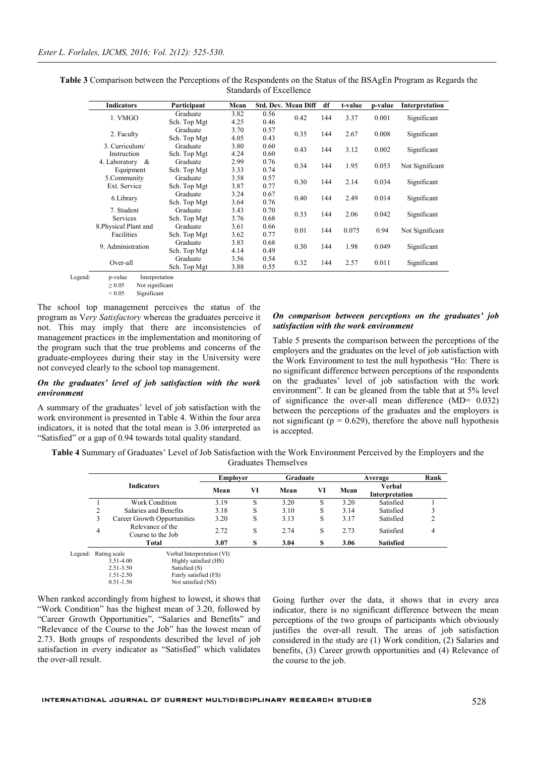**Table 3** Comparison between the Perceptions of the Respondents on the Status of the BSAgEn Program as Regards the Standards of Excellence

| Indicators | Participant | Mean | Std. Dev. | Mean Diff | df | t-value | p-value | Interpretation |
|---|---|---|---|---|---|---|---|---|
| 1. VMGO | Graduate | 3.82 | 0.56 | 0.42 | 144 | 3.37 | 0.001 | Significant |
| | Sch. Top Mgt | 4.25 | 0.46 | | | | | |
| 2. Faculty | Graduate | 3.70 | 0.57 | 0.35 | 144 | 2.67 | 0.008 | Significant |
| | Sch. Top Mgt | 4.05 | 0.43 | | | | | |
| 3. Curriculum/ Instruction | Graduate | 3.80 | 0.60 | 0.43 | 144 | 3.12 | 0.002 | Significant |
| | Sch. Top Mgt | 4.24 | 0.60 | | | | | |
| 4. Laboratory & Equipment | Graduate | 2.99 | 0.76 | 0.34 | 144 | 1.95 | 0.053 | Not Significant |
| | Sch. Top Mgt | 3.33 | 0.74 | | | | | |
| 5.Community Ext. Service | Graduate | 3.58 | 0.57 | 0.30 | 144 | 2.14 | 0.034 | Significant |
| | Sch. Top Mgt | 3.87 | 0.77 | | | | | |
| 6.Library | Graduate | 3.24 | 0.67 | 0.40 | 144 | 2.49 | 0.014 | Significant |
| | Sch. Top Mgt | 3.64 | 0.76 | | | | | |
| 7. Student Services | Graduate | 3.43 | 0.70 | 0.33 | 144 | 2.06 | 0.042 | Significant |
| | Sch. Top Mgt | 3.76 | 0.68 | | | | | |
| 8.Physical Plant and Facilities | Graduate | 3.61 | 0.66 | 0.01 | 144 | 0.075 | 0.94 | Not Significant |
| | Sch. Top Mgt | 3.62 | 0.77 | | | | | |
| 9. Administration | Graduate | 3.83 | 0.68 | 0.30 | 144 | 1.98 | 0.049 | Significant |
| | Sch. Top Mgt | 4.14 | 0.49 | | | | | |
| Over-all | Graduate | 3.56 | 0.54 | 0.32 | 144 | 2.57 | 0.011 | Significant |
| | Sch. Top Mgt | 3.88 | 0.55 | | | | | |

Legend:

| p-value | Interpretation |
|---|---|
| ≥ 0.05 | Not significant |
| < 0.05 | Significant |

The school top management perceives the status of the program as V*ery Satisfactory* whereas the graduates perceive it not. This may imply that there are inconsistencies of management practices in the implementation and monitoring of the program such that the true problems and concerns of the graduate-employees during their stay in the University were not conveyed clearly to the school top management.

### *On the graduates' level of job satisfaction with the work environment*

A summary of the graduates' level of job satisfaction with the work environment is presented in Table 4. Within the four area indicators, it is noted that the total mean is 3.06 interpreted as "Satisfied" or a gap of 0.94 towards total quality standard.

### *On comparison between perceptions on the graduates' job satisfaction with the work environment*

Table 5 presents the comparison between the perceptions of the employers and the graduates on the level of job satisfaction with the Work Environment to test the null hypothesis "Ho: There is no significant difference between perceptions of the respondents on the graduates' level of job satisfaction with the work environment". It can be gleaned from the table that at 5% level of significance the over-all mean difference (MD= 0.032) between the perceptions of the graduates and the employers is not significant ($p = 0.629$), therefore the above null hypothesis is accepted.

**Table 4** Summary of Graduates' Level of Job Satisfaction with the Work Environment Perceived by the Employers and the Graduates Themselves

| | Indicators | Employer | | Graduate | | Average | | Rank |
|---|---|---|---|---|---|---|---|---|
| | | Mean | VI | Mean | VI | Mean | Verbal Interpretation | |
| 1 | Work Condition | 3.19 | S | 3.20 | S | 3.20 | Satisfied | 1 |
| 2 | Salaries and Benefits | 3.18 | S | 3.10 | S | 3.14 | Satisfied | 3 |
| 3 | Career Growth Opportunities | 3.20 | S | 3.13 | S | 3.17 | Satisfied | 2 |
| 4 | Relevance of the Course to the Job | 2.72 | S | 2.74 | S | 2.73 | Satisfied | 4 |
| | **Total** | **3.07** | **S** | **3.04** | **S** | **3.06** | **Satisfied** | |

Legend:

| Rating scale | Verbal Interpretation (VI) |
|---|---|
| 3.51-4.00 | Highly satisfied (HS) |
| 2.51-3.50 | Satisfied (S) |
| 1.51-2.50 | Fairly satisfied (FS) |
| 0.51-1.50 | Not satisfied (NS) |

When ranked accordingly from highest to lowest, it shows that "Work Condition" has the highest mean of 3.20, followed by "Career Growth Opportunities", "Salaries and Benefits" and "Relevance of the Course to the Job" has the lowest mean of 2.73. Both groups of respondents described the level of job satisfaction in every indicator as "Satisfied" which validates the over-all result.

Going further over the data, it shows that in every area indicator, there is no significant difference between the mean perceptions of the two groups of participants which obviously justifies the over-all result. The areas of job satisfaction considered in the study are (1) Work condition, (2) Salaries and benefits, (3) Career growth opportunities and (4) Relevance of the course to the job.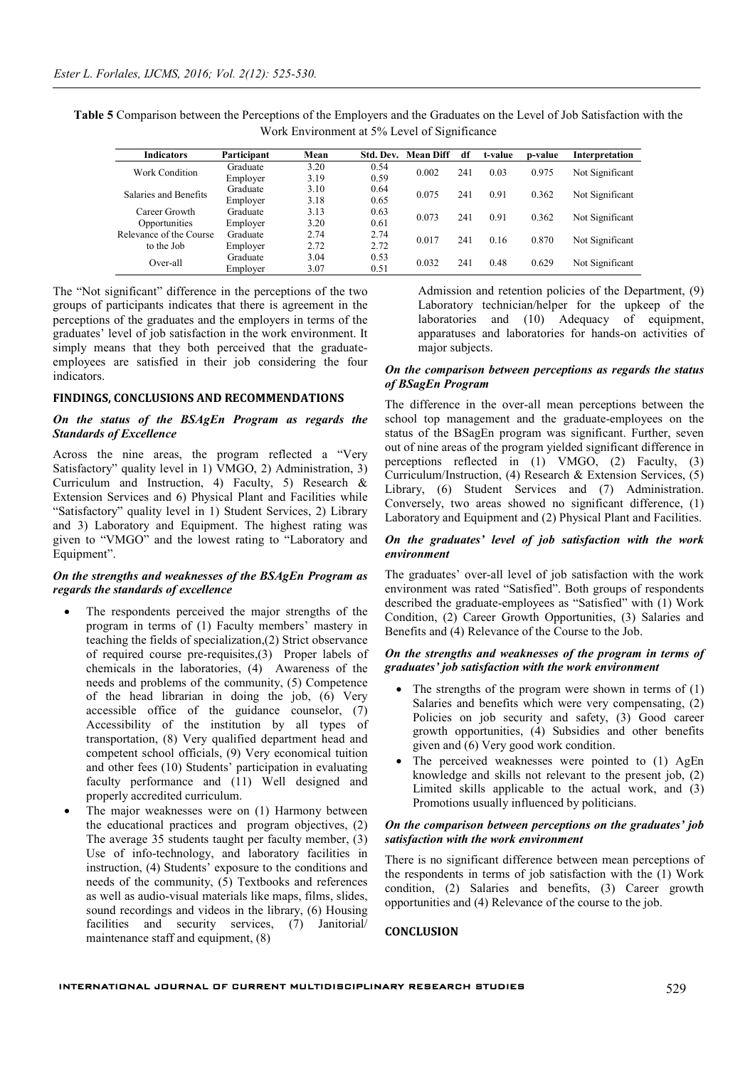**Table 5** Comparison between the Perceptions of the Employers and the Graduates on the Level of Job Satisfaction with the Work Environment at 5% Level of Significance

| Indicators | Participant | Mean | Std. Dev. | Mean Diff | df | t-value | p-value | Interpretation |
|---|---|---|---|---|---|---|---|---|
| Work Condition | Graduate | 3.20 | 0.54 | 0.002 | 241 | 0.03 | 0.975 | Not Significant |
| | Employer | 3.19 | 0.59 | | | | | |
| Salaries and Benefits | Graduate | 3.10 | 0.64 | 0.075 | 241 | 0.91 | 0.362 | Not Significant |
| | Employer | 3.18 | 0.65 | | | | | |
| Career Growth Opportunities | Graduate | 3.13 | 0.63 | 0.073 | 241 | 0.91 | 0.362 | Not Significant |
| | Employer | 3.20 | 0.61 | | | | | |
| Relevance of the Course to the Job | Graduate | 2.74 | 2.74 | 0.017 | 241 | 0.16 | 0.870 | Not Significant |
| | Employer | 2.72 | 2.72 | | | | | |
| Over-all | Graduate | 3.04 | 0.53 | 0.032 | 241 | 0.48 | 0.629 | Not Significant |
| | Employer | 3.07 | 0.51 | | | | | |

The "Not significant" difference in the perceptions of the two groups of participants indicates that there is agreement in the perceptions of the graduates and the employers in terms of the graduates' level of job satisfaction in the work environment. It simply means that they both perceived that the graduate-employees are satisfied in their job considering the four indicators.

## FINDINGS, CONCLUSIONS AND RECOMMENDATIONS

### *On the status of the BSAgEn Program as regards the Standards of Excellence*

Across the nine areas, the program reflected a "Very Satisfactory" quality level in 1) VMGO, 2) Administration, 3) Curriculum and Instruction, 4) Faculty, 5) Research & Extension Services and 6) Physical Plant and Facilities while "Satisfactory" quality level in 1) Student Services, 2) Library and 3) Laboratory and Equipment. The highest rating was given to "VMGO" and the lowest rating to "Laboratory and Equipment".

### *On the strengths and weaknesses of the BSAgEn Program as regards the standards of excellence*

- The respondents perceived the major strengths of the program in terms of (1) Faculty members' mastery in teaching the fields of specialization,(2) Strict observance of required course pre-requisites,(3) Proper labels of chemicals in the laboratories, (4) Awareness of the needs and problems of the community, (5) Competence of the head librarian in doing the job, (6) Very accessible office of the guidance counselor, (7) Accessibility of the institution by all types of transportation, (8) Very qualified department head and competent school officials, (9) Very economical tuition and other fees (10) Students' participation in evaluating faculty performance and (11) Well designed and properly accredited curriculum.
- The major weaknesses were on (1) Harmony between the educational practices and program objectives, (2) The average 35 students taught per faculty member, (3) Use of info-technology, and laboratory facilities in instruction, (4) Students' exposure to the conditions and needs of the community, (5) Textbooks and references as well as audio-visual materials like maps, films, slides, sound recordings and videos in the library, (6) Housing facilities and security services, (7) Janitorial/ maintenance staff and equipment, (8) Admission and retention policies of the Department, (9) Laboratory technician/helper for the upkeep of the laboratories and (10) Adequacy of equipment, apparatuses and laboratories for hands-on activities of major subjects.

### *On the comparison between perceptions as regards the status of BSagEn Program*

The difference in the over-all mean perceptions between the school top management and the graduate-employees on the status of the BSagEn program was significant. Further, seven out of nine areas of the program yielded significant difference in perceptions reflected in (1) VMGO, (2) Faculty, (3) Curriculum/Instruction, (4) Research & Extension Services, (5) Library, (6) Student Services and (7) Administration. Conversely, two areas showed no significant difference, (1) Laboratory and Equipment and (2) Physical Plant and Facilities.

### *On the graduates' level of job satisfaction with the work environment*

The graduates' over-all level of job satisfaction with the work environment was rated "Satisfied". Both groups of respondents described the graduate-employees as "Satisfied" with (1) Work Condition, (2) Career Growth Opportunities, (3) Salaries and Benefits and (4) Relevance of the Course to the Job.

### *On the strengths and weaknesses of the program in terms of graduates' job satisfaction with the work environment*

- The strengths of the program were shown in terms of (1) Salaries and benefits which were very compensating, (2) Policies on job security and safety, (3) Good career growth opportunities, (4) Subsidies and other benefits given and (6) Very good work condition.
- The perceived weaknesses were pointed to (1) AgEn knowledge and skills not relevant to the present job, (2) Limited skills applicable to the actual work, and (3) Promotions usually influenced by politicians.

### *On the comparison between perceptions on the graduates' job satisfaction with the work environment*

There is no significant difference between mean perceptions of the respondents in terms of job satisfaction with the (1) Work condition, (2) Salaries and benefits, (3) Career growth opportunities and (4) Relevance of the course to the job.

## CONCLUSION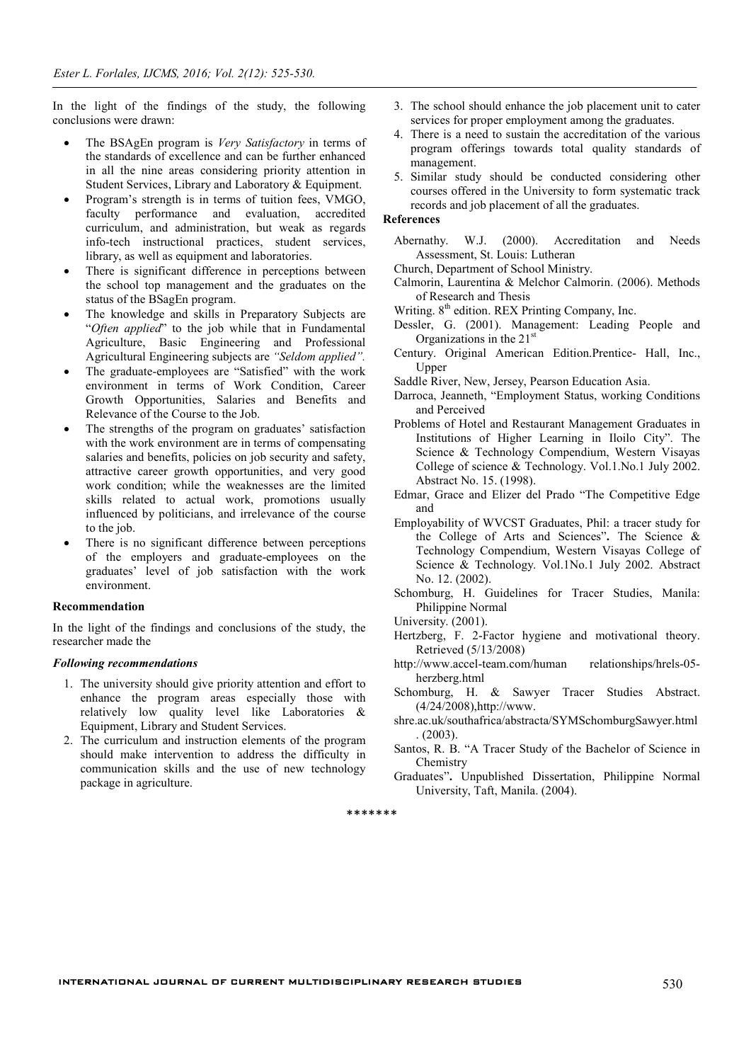In the light of the findings of the study, the following conclusions were drawn:

- The BSAgEn program is *Very Satisfactory* in terms of the standards of excellence and can be further enhanced in all the nine areas considering priority attention in Student Services, Library and Laboratory & Equipment.
- Program's strength is in terms of tuition fees, VMGO, faculty performance and evaluation, accredited curriculum, and administration, but weak as regards info-tech instructional practices, student services, library, as well as equipment and laboratories.
- There is significant difference in perceptions between the school top management and the graduates on the status of the BSagEn program.
- The knowledge and skills in Preparatory Subjects are "*Often applied*" to the job while that in Fundamental Agriculture, Basic Engineering and Professional Agricultural Engineering subjects are *"Seldom applied".*
- The graduate-employees are "Satisfied" with the work environment in terms of Work Condition, Career Growth Opportunities, Salaries and Benefits and Relevance of the Course to the Job.
- The strengths of the program on graduates' satisfaction with the work environment are in terms of compensating salaries and benefits, policies on job security and safety, attractive career growth opportunities, and very good work condition; while the weaknesses are the limited skills related to actual work, promotions usually influenced by politicians, and irrelevance of the course to the job.
- There is no significant difference between perceptions of the employers and graduate-employees on the graduates' level of job satisfaction with the work environment.

**Recommendation**

In the light of the findings and conclusions of the study, the researcher made the

***Following recommendations***

1. The university should give priority attention and effort to enhance the program areas especially those with relatively low quality level like Laboratories & Equipment, Library and Student Services.
2. The curriculum and instruction elements of the program should make intervention to address the difficulty in communication skills and the use of new technology package in agriculture.
3. The school should enhance the job placement unit to cater services for proper employment among the graduates.
4. There is a need to sustain the accreditation of the various program offerings towards total quality standards of management.
5. Similar study should be conducted considering other courses offered in the University to form systematic track records and job placement of all the graduates.

**References**

Abernathy. W.J. (2000). Accreditation and Needs Assessment, St. Louis: Lutheran

Church, Department of School Ministry.

Calmorin, Laurentina & Melchor Calmorin. (2006). Methods of Research and Thesis

Writing. 8th edition. REX Printing Company, Inc.

Dessler, G. (2001). Management: Leading People and Organizations in the 21st

Century. Original American Edition.Prentice- Hall, Inc., Upper

Saddle River, New, Jersey, Pearson Education Asia.

Darroca, Jeanneth, "Employment Status, working Conditions and Perceived

Problems of Hotel and Restaurant Management Graduates in Institutions of Higher Learning in Iloilo City". The Science & Technology Compendium, Western Visayas College of science & Technology. Vol.1.No.1 July 2002. Abstract No. 15. (1998).

Edmar, Grace and Elizer del Prado "The Competitive Edge and

Employability of WVCST Graduates, Phil: a tracer study for the College of Arts and Sciences"**.** The Science & Technology Compendium, Western Visayas College of Science & Technology. Vol.1No.1 July 2002. Abstract No. 12. (2002).

Schomburg, H. Guidelines for Tracer Studies, Manila: Philippine Normal

University. (2001).

Hertzberg, F. 2-Factor hygiene and motivational theory. Retrieved (5/13/2008)

http://www.accel-team.com/human relationships/hrels-05-herzberg.html

Schomburg, H. & Sawyer Tracer Studies Abstract. (4/24/2008),http://www.

shre.ac.uk/southafrica/abstracta/SYMSchomburgSawyer.html . (2003).

Santos, R. B. "A Tracer Study of the Bachelor of Science in Chemistry

Graduates"**.** Unpublished Dissertation, Philippine Normal University, Taft, Manila. (2004).

\*\*\*\*\*\*\*